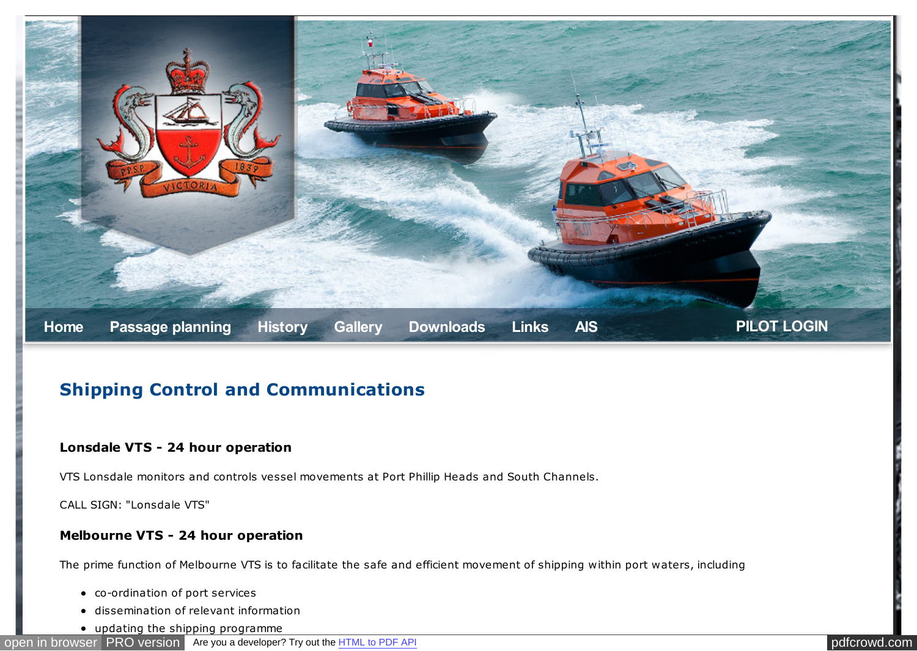Home Passage planning History Gallery Downloads Links AIS PILOT LOGIN

# Shipping Control and Communications

### Lonsdale VTS - 24 hour operation

VTS Lonsdale monitors and controls vessel movements at Port Phillip Heads and South Channels.

CALL SIGN: "Lonsdale VTS"

### Melbourne VTS - 24 hour operation

The prime function of Melbourne VTS is to facilitate the safe and efficient movement of shipping within port waters, including

- co-ordination of port services
- dissemination of relevant information
- updating the shipping programme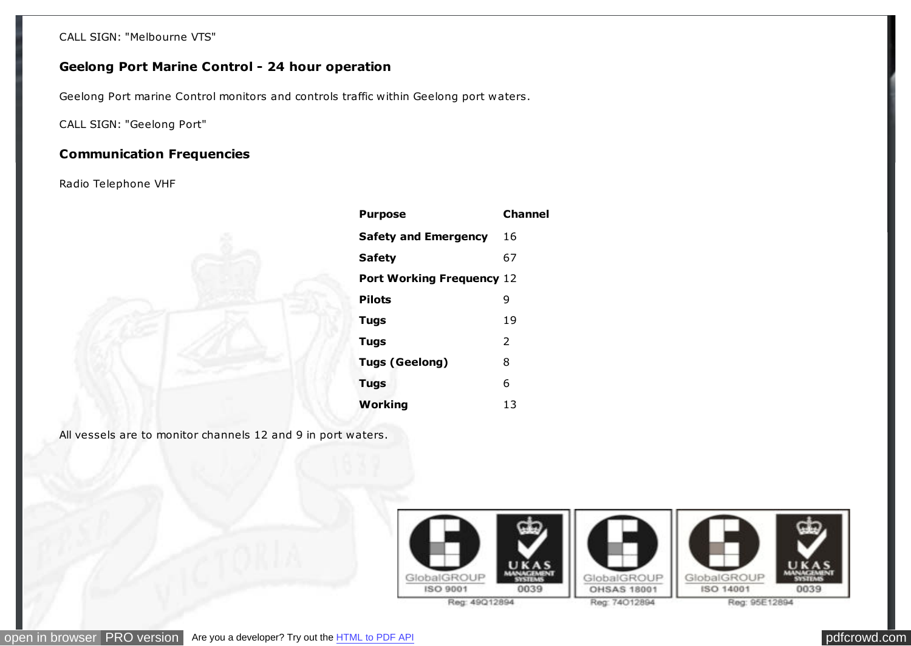CALL SIGN: "Melbourne VTS"

## Geelong Port Marine Control - 24 hour operation

Geelong Port marine Control monitors and controls traffic within Geelong port waters.

CALL SIGN: "Geelong Port"

## Communication Frequencies

Radio Telephone VHF

| Purpose | Channel |
|---|---|
| **Safety and Emergency** | 16 |
| **Safety** | 67 |
| **Port Working Frequency** | 12 |
| **Pilots** | 9 |
| **Tugs** | 19 |
| **Tugs** | 2 |
| **Tugs (Geelong)** | 8 |
| **Tugs** | 6 |
| **Working** | 13 |

All vessels are to monitor channels 12 and 9 in port waters.

GlobalGROUP ISO 9001 UKAS MANAGEMENT SYSTEMS 0039 Reg: 49Q12894

GlobalGROUP OHSAS 18001 Reg: 74O12894

GlobalGROUP ISO 14001 UKAS MANAGEMENT SYSTEMS 0039 Reg: 95E12894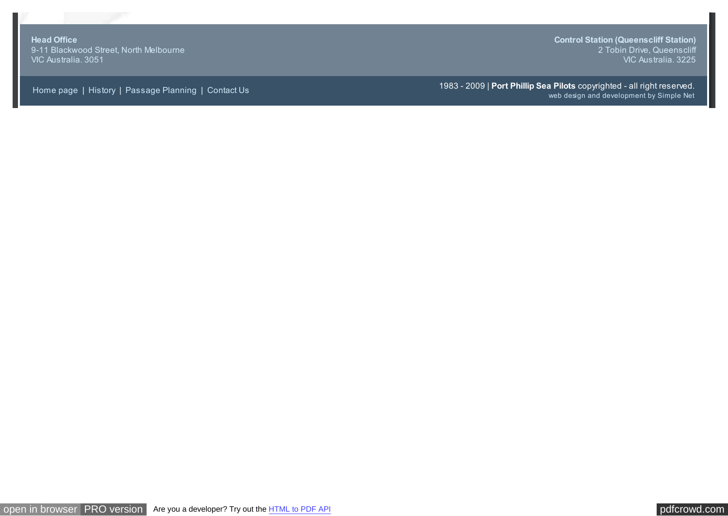**Head Office**
9-11 Blackwood Street, North Melbourne
VIC Australia. 3051

**Control Station (Queenscliff Station)**
2 Tobin Drive, Queenscliff
VIC Australia. 3225

Home page | History | Passage Planning | Contact Us

1983 - 2009 | **Port Phillip Sea Pilots** copyrighted - all right reserved.
web design and development by Simple Net